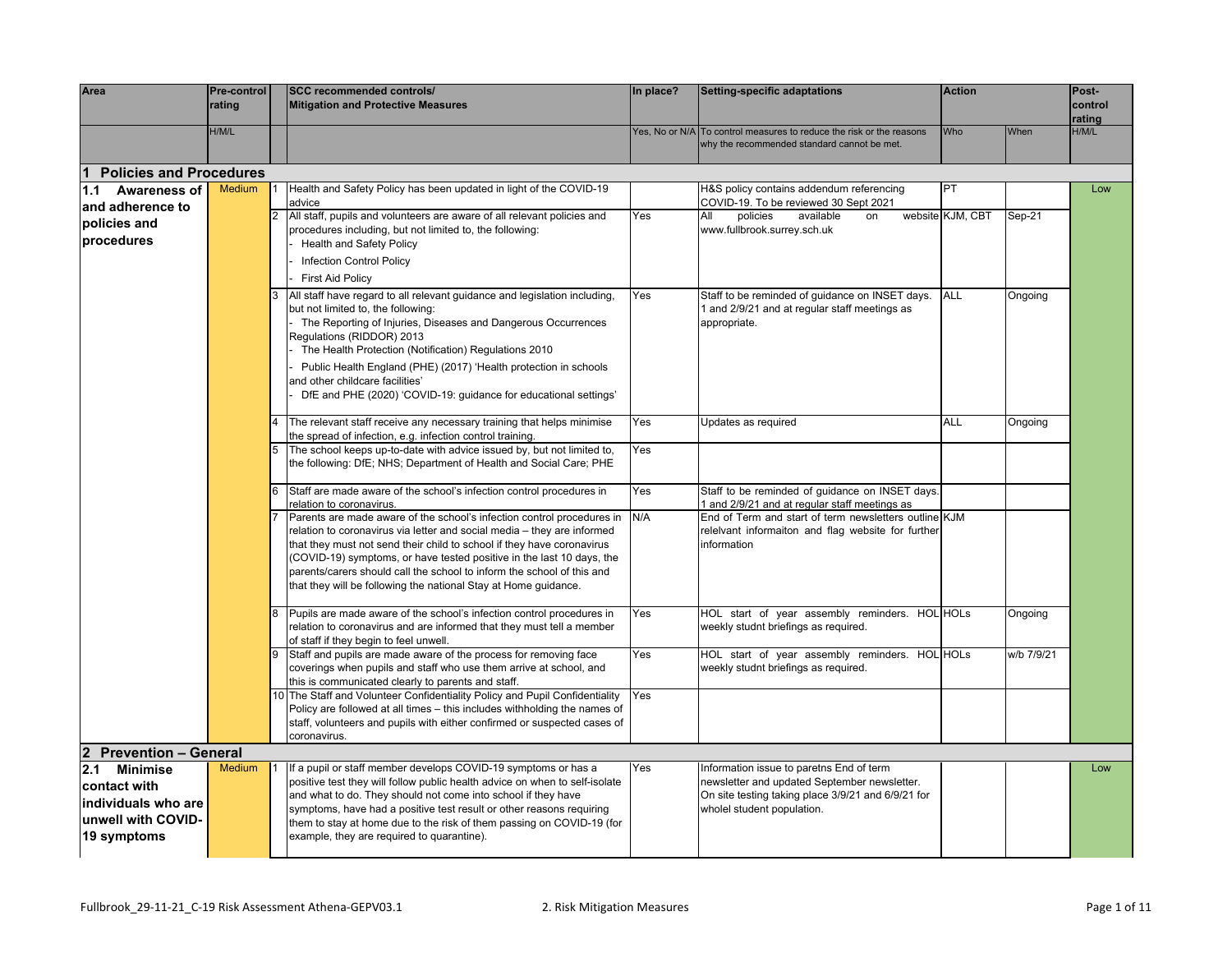| Area | Pre-control rating | | SCC recommended controls/ Mitigation and Protective Measures | In place? | Setting-specific adaptations | Action | | Post-control rating |
|---|---|---|---|---|---|---|---|---|
| | H/M/L | | | Yes, No or N/A | To control measures to reduce the risk or the reasons why the recommended standard cannot be met. | Who | When | H/M/L |
| **1 Policies and Procedures** | | | | | | | | |
| **1.1 Awareness of and adherence to policies and procedures** | Medium | 1 | Health and Safety Policy has been updated in light of the COVID-19 advice | | H&S policy contains addendum referencing COVID-19. To be reviewed 30 Sept 2021 | PT | | Low |
| | | 2 | All staff, pupils and volunteers are aware of all relevant policies and procedures including, but not limited to, the following: - Health and Safety Policy - Infection Control Policy - First Aid Policy | Yes | All policies available on website www.fullbrook.surrey.sch.uk | KJM, CBT | Sep-21 | |
| | | 3 | All staff have regard to all relevant guidance and legislation including, but not limited to, the following: - The Reporting of Injuries, Diseases and Dangerous Occurrences Regulations (RIDDOR) 2013 - The Health Protection (Notification) Regulations 2010 - Public Health England (PHE) (2017) 'Health protection in schools and other childcare facilities' - DfE and PHE (2020) 'COVID-19: guidance for educational settings' | Yes | Staff to be reminded of guidance on INSET days. 1 and 2/9/21 and at regular staff meetings as appropriate. | ALL | Ongoing | |
| | | 4 | The relevant staff receive any necessary training that helps minimise the spread of infection, e.g. infection control training. | Yes | Updates as required | ALL | Ongoing | |
| | | 5 | The school keeps up-to-date with advice issued by, but not limited to, the following: DfE; NHS; Department of Health and Social Care; PHE | Yes | | | | |
| | | 6 | Staff are made aware of the school's infection control procedures in relation to coronavirus. | Yes | Staff to be reminded of guidance on INSET days. 1 and 2/9/21 and at regular staff meetings as | | | |
| | | 7 | Parents are made aware of the school's infection control procedures in relation to coronavirus via letter and social media – they are informed that they must not send their child to school if they have coronavirus (COVID-19) symptoms, or have tested positive in the last 10 days, the parents/carers should call the school to inform the school of this and that they will be following the national Stay at Home guidance. | N/A | End of Term and start of term newsletters outline relelvant informaiton and flag website for further information | KJM | | |
| | | 8 | Pupils are made aware of the school's infection control procedures in relation to coronavirus and are informed that they must tell a member of staff if they begin to feel unwell. | Yes | HOL start of year assembly reminders. HOL weekly studnt briefings as required. | HOLs | Ongoing | |
| | | 9 | Staff and pupils are made aware of the process for removing face coverings when pupils and staff who use them arrive at school, and this is communicated clearly to parents and staff. | Yes | HOL start of year assembly reminders. HOL weekly studnt briefings as required. | HOLs | w/b 7/9/21 | |
| | | 10 | The Staff and Volunteer Confidentiality Policy and Pupil Confidentiality Policy are followed at all times – this includes withholding the names of staff, volunteers and pupils with either confirmed or suspected cases of coronavirus. | Yes | | | | |
| **2 Prevention – General** | | | | | | | | |
| **2.1 Minimise contact with individuals who are unwell with COVID-19 symptoms** | Medium | 1 | If a pupil or staff member develops COVID-19 symptoms or has a positive test they will follow public health advice on when to self-isolate and what to do. They should not come into school if they have symptoms, have had a positive test result or other reasons requiring them to stay at home due to the risk of them passing on COVID-19 (for example, they are required to quarantine). | Yes | Information issue to paretns End of term newsletter and updated September newsletter. On site testing taking place 3/9/21 and 6/9/21 for wholel student population. | | | Low |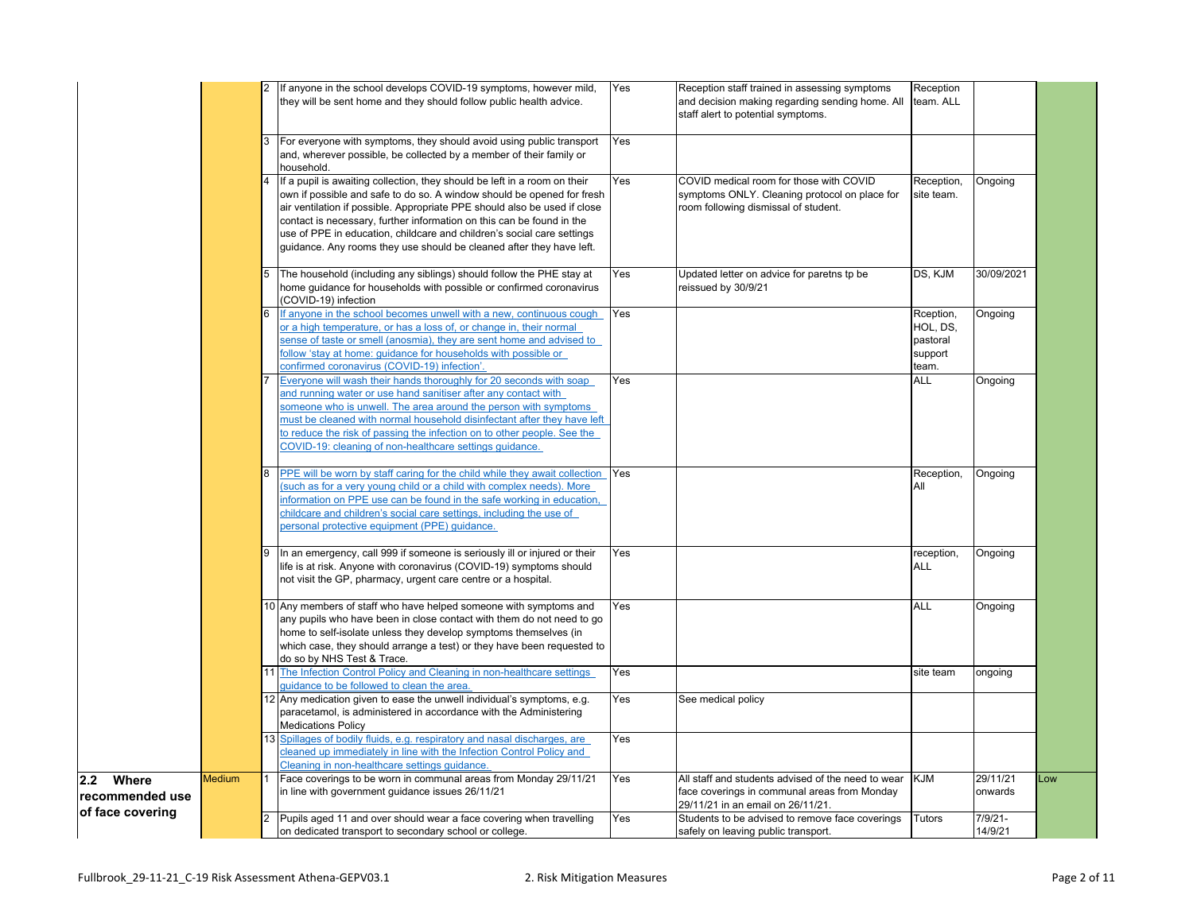| | | | | | | | | |
|---|---|---|---|---|---|---|---|---|
| | | 2 | If anyone in the school develops COVID-19 symptoms, however mild, they will be sent home and they should follow public health advice. | Yes | Reception staff trained in assessing symptoms and decision making regarding sending home. All staff alert to potential symptoms. | Reception team. ALL | | |
| | | 3 | For everyone with symptoms, they should avoid using public transport and, wherever possible, be collected by a member of their family or household. | Yes | | | | |
| | | 4 | If a pupil is awaiting collection, they should be left in a room on their own if possible and safe to do so. A window should be opened for fresh air ventilation if possible. Appropriate PPE should also be used if close contact is necessary, further information on this can be found in the use of PPE in education, childcare and children's social care settings guidance. Any rooms they use should be cleaned after they have left. | Yes | COVID medical room for those with COVID symptoms ONLY. Cleaning protocol on place for room following dismissal of student. | Reception, site team. | Ongoing | |
| | | 5 | The household (including any siblings) should follow the PHE stay at home guidance for households with possible or confirmed coronavirus (COVID-19) infection | Yes | Updated letter on advice for paretns tp be reissued by 30/9/21 | DS, KJM | 30/09/2021 | |
| | | 6 | If anyone in the school becomes unwell with a new, continuous cough or a high temperature, or has a loss of, or change in, their normal sense of taste or smell (anosmia), they are sent home and advised to follow 'stay at home: guidance for households with possible or confirmed coronavirus (COVID-19) infection'. | Yes | | Rception, HOL, DS, pastoral support team. | Ongoing | |
| | | 7 | Everyone will wash their hands thoroughly for 20 seconds with soap and running water or use hand sanitiser after any contact with someone who is unwell. The area around the person with symptoms must be cleaned with normal household disinfectant after they have left to reduce the risk of passing the infection on to other people. See the COVID-19: cleaning of non-healthcare settings guidance. | Yes | | ALL | Ongoing | |
| | | 8 | PPE will be worn by staff caring for the child while they await collection (such as for a very young child or a child with complex needs). More information on PPE use can be found in the safe working in education, childcare and children's social care settings, including the use of personal protective equipment (PPE) guidance. | Yes | | Reception, All | Ongoing | |
| | | 9 | In an emergency, call 999 if someone is seriously ill or injured or their life is at risk. Anyone with coronavirus (COVID-19) symptoms should not visit the GP, pharmacy, urgent care centre or a hospital. | Yes | | reception, ALL | Ongoing | |
| | | 10 | Any members of staff who have helped someone with symptoms and any pupils who have been in close contact with them do not need to go home to self-isolate unless they develop symptoms themselves (in which case, they should arrange a test) or they have been requested to do so by NHS Test & Trace. | Yes | | ALL | Ongoing | |
| | | 11 | The Infection Control Policy and Cleaning in non-healthcare settings guidance to be followed to clean the area. | Yes | | site team | ongoing | |
| | | 12 | Any medication given to ease the unwell individual's symptoms, e.g. paracetamol, is administered in accordance with the Administering Medications Policy | Yes | See medical policy | | | |
| | | 13 | Spillages of bodily fluids, e.g. respiratory and nasal discharges, are cleaned up immediately in line with the Infection Control Policy and Cleaning in non-healthcare settings guidance. | Yes | | | | |
| **2.2 Where recommended use of face covering** | Medium | 1 | Face coverings to be worn in communal areas from Monday 29/11/21 in line with government guidance issues 26/11/21 | Yes | All staff and students advised of the need to wear face coverings in communal areas from Monday 29/11/21 in an email on 26/11/21. | KJM | 29/11/21 onwards | Low |
| | | 2 | Pupils aged 11 and over should wear a face covering when travelling on dedicated transport to secondary school or college. | Yes | Students to be advised to remove face coverings safely on leaving public transport. | Tutors | 7/9/21-14/9/21 | |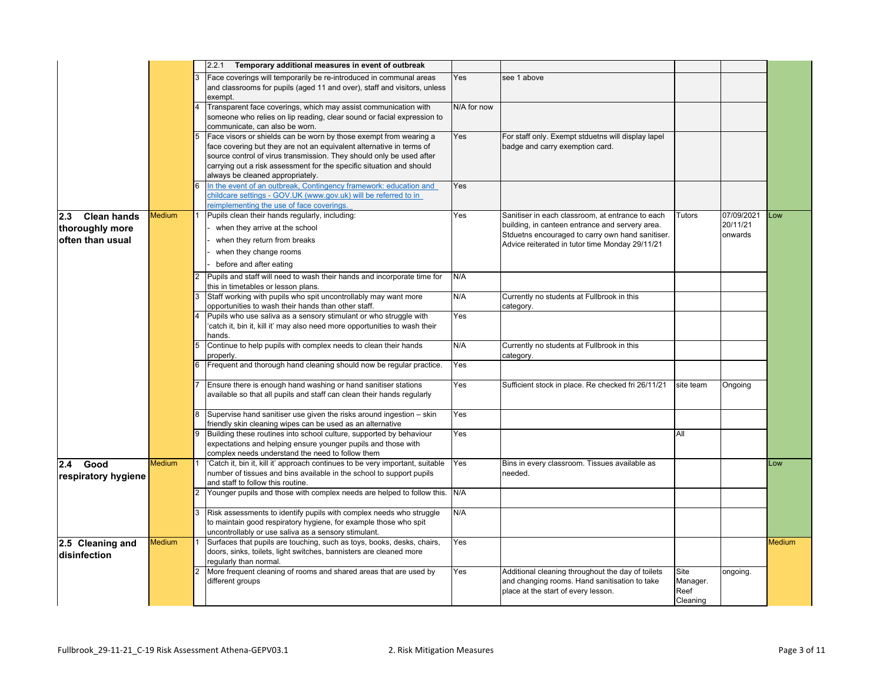| | | | | | | | | |
|---|---|---|---|---|---|---|---|---|
| | | | 2.2.1 **Temporary additional measures in event of outbreak** | | | | | |
| | | 3 | Face coverings will temporarily be re-introduced in communal areas and classrooms for pupils (aged 11 and over), staff and visitors, unless exempt. | Yes | see 1 above | | | |
| | | 4 | Transparent face coverings, which may assist communication with someone who relies on lip reading, clear sound or facial expression to communicate, can also be worn. | N/A for now | | | | |
| | | 5 | Face visors or shields can be worn by those exempt from wearing a face covering but they are not an equivalent alternative in terms of source control of virus transmission. They should only be used after carrying out a risk assessment for the specific situation and should always be cleaned appropriately. | Yes | For staff only. Exempt stduetns will display lapel badge and carry exemption card. | | | |
| | | 6 | [In the event of an outbreak, Contingency framework: education and childcare settings - GOV.UK (www.gov.uk) will be referred to in reimplementing the use of face coverings.]() | Yes | | | | |
| **2.3 Clean hands thoroughly more often than usual** | Medium | 1 | Pupils clean their hands regularly, including:<br>- when they arrive at the school<br>- when they return from breaks<br>- when they change rooms<br>- before and after eating | Yes | Sanitiser in each classroom, at entrance to each building, in canteen entrance and servery area. Stduetns encouraged to carry own hand sanitiser. Advice reiterated in tutor time Monday 29/11/21 | Tutors | 07/09/2021<br>20/11/21 onwards | Low |
| | | 2 | Pupils and staff will need to wash their hands and incorporate time for this in timetables or lesson plans. | N/A | | | | |
| | | 3 | Staff working with pupils who spit uncontrollably may want more opportunities to wash their hands than other staff. | N/A | Currently no students at Fullbrook in this category. | | | |
| | | 4 | Pupils who use saliva as a sensory stimulant or who struggle with 'catch it, bin it, kill it' may also need more opportunities to wash their hands. | Yes | | | | |
| | | 5 | Continue to help pupils with complex needs to clean their hands properly. | N/A | Currently no students at Fullbrook in this category. | | | |
| | | 6 | Frequent and thorough hand cleaning should now be regular practice. | Yes | | | | |
| | | 7 | Ensure there is enough hand washing or hand sanitiser stations available so that all pupils and staff can clean their hands regularly | Yes | Sufficient stock in place. Re checked fri 26/11/21 | site team | Ongoing | |
| | | 8 | Supervise hand sanitiser use given the risks around ingestion – skin friendly skin cleaning wipes can be used as an alternative | Yes | | | | |
| | | 9 | Building these routines into school culture, supported by behaviour expectations and helping ensure younger pupils and those with complex needs understand the need to follow them | Yes | | All | | |
| **2.4 Good respiratory hygiene** | Medium | 1 | 'Catch it, bin it, kill it' approach continues to be very important, suitable number of tissues and bins available in the school to support pupils and staff to follow this routine. | Yes | Bins in every classroom. Tissues available as needed. | | | Low |
| | | 2 | Younger pupils and those with complex needs are helped to follow this. | N/A | | | | |
| | | 3 | Risk assessments to identify pupils with complex needs who struggle to maintain good respiratory hygiene, for example those who spit uncontrollably or use saliva as a sensory stimulant. | N/A | | | | |
| **2.5 Cleaning and disinfection** | Medium | 1 | Surfaces that pupils are touching, such as toys, books, desks, chairs, doors, sinks, toilets, light switches, bannisters are cleaned more regularly than normal. | Yes | | | | Medium |
| | | 2 | More frequent cleaning of rooms and shared areas that are used by different groups | Yes | Additional cleaning throughout the day of toilets and changing rooms. Hand sanitisation to take place at the start of every lesson. | Site Manager. Reef Cleaning | ongoing. | |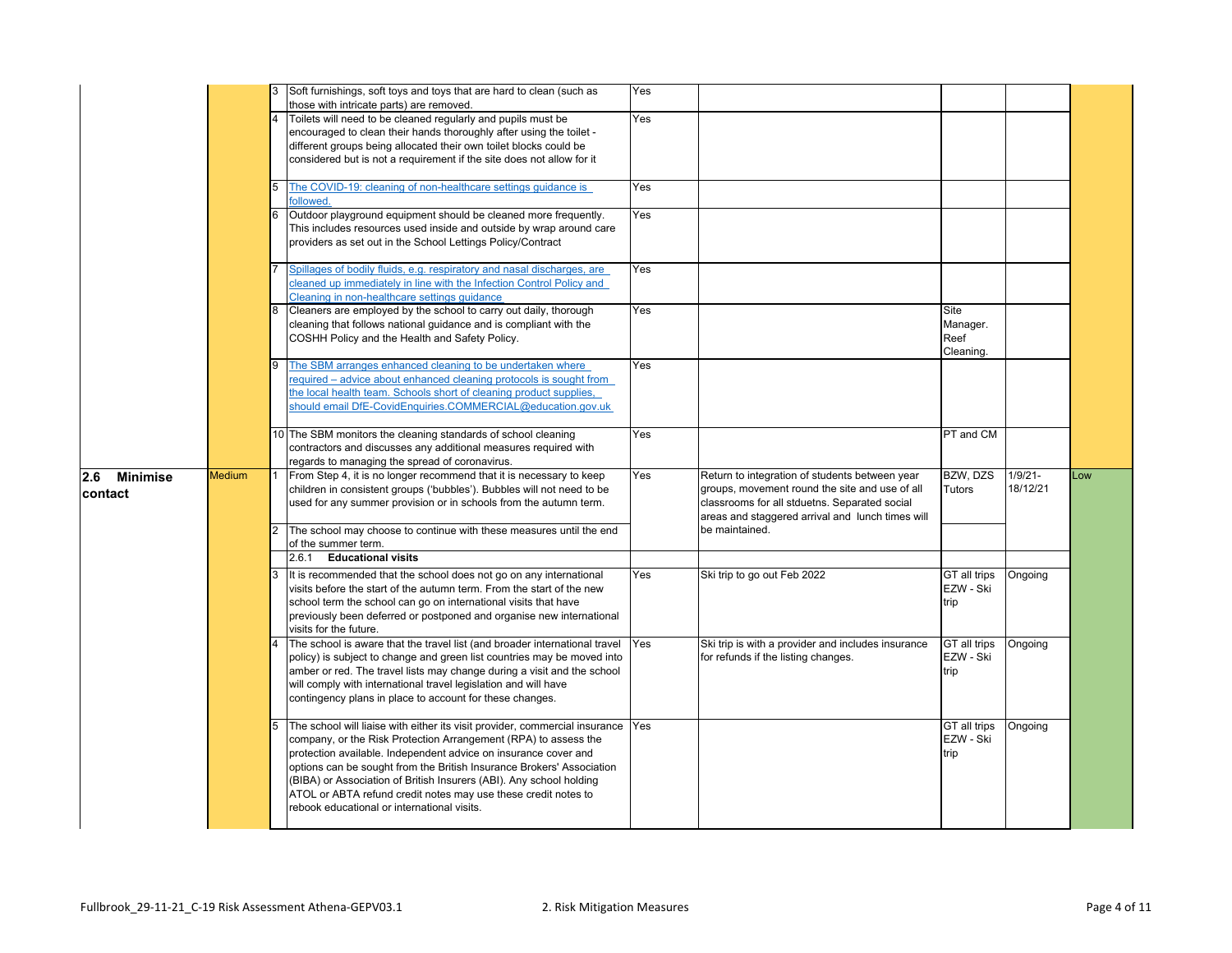| | | | | | | | | |
|---|---|---|---|---|---|---|---|---|
| | | 3 | Soft furnishings, soft toys and toys that are hard to clean (such as those with intricate parts) are removed. | Yes | | | | |
| | | 4 | Toilets will need to be cleaned regularly and pupils must be encouraged to clean their hands thoroughly after using the toilet - different groups being allocated their own toilet blocks could be considered but is not a requirement if the site does not allow for it | Yes | | | | |
| | | 5 | The COVID-19: cleaning of non-healthcare settings guidance is followed. | Yes | | | | |
| | | 6 | Outdoor playground equipment should be cleaned more frequently. This includes resources used inside and outside by wrap around care providers as set out in the School Lettings Policy/Contract | Yes | | | | |
| | | 7 | Spillages of bodily fluids, e.g. respiratory and nasal discharges, are cleaned up immediately in line with the Infection Control Policy and Cleaning in non-healthcare settings guidance | Yes | | | | |
| | | 8 | Cleaners are employed by the school to carry out daily, thorough cleaning that follows national guidance and is compliant with the COSHH Policy and the Health and Safety Policy. | Yes | | Site Manager. Reef Cleaning. | | |
| | | 9 | The SBM arranges enhanced cleaning to be undertaken where required – advice about enhanced cleaning protocols is sought from the local health team. Schools short of cleaning product supplies, should email DfE-CovidEnquiries.COMMERCIAL@education.gov.uk | Yes | | | | |
| | | 10 | The SBM monitors the cleaning standards of school cleaning contractors and discusses any additional measures required with regards to managing the spread of coronavirus. | Yes | | PT and CM | | |
| **2.6 Minimise contact** | Medium | 1 | From Step 4, it is no longer recommend that it is necessary to keep children in consistent groups ('bubbles'). Bubbles will not need to be used for any summer provision or in schools from the autumn term. | Yes | Return to integration of students between year groups, movement round the site and use of all classrooms for all stduetns. Separated social areas and staggered arrival and lunch times will be maintained. | BZW, DZS Tutors | 1/9/21-18/12/21 | Low |
| | | 2 | The school may choose to continue with these measures until the end of the summer term. | | | | | |
| | | | 2.6.1 **Educational visits** | | | | | |
| | | 3 | It is recommended that the school does not go on any international visits before the start of the autumn term. From the start of the new school term the school can go on international visits that have previously been deferred or postponed and organise new international visits for the future. | Yes | Ski trip to go out Feb 2022 | GT all trips EZW - Ski trip | Ongoing | |
| | | 4 | The school is aware that the travel list (and broader international travel policy) is subject to change and green list countries may be moved into amber or red. The travel lists may change during a visit and the school will comply with international travel legislation and will have contingency plans in place to account for these changes. | Yes | Ski trip is with a provider and includes insurance for refunds if the listing changes. | GT all trips EZW - Ski trip | Ongoing | |
| | | 5 | The school will liaise with either its visit provider, commercial insurance company, or the Risk Protection Arrangement (RPA) to assess the protection available. Independent advice on insurance cover and options can be sought from the British Insurance Brokers' Association (BIBA) or Association of British Insurers (ABI). Any school holding ATOL or ABTA refund credit notes may use these credit notes to rebook educational or international visits. | Yes | | GT all trips EZW - Ski trip | Ongoing | |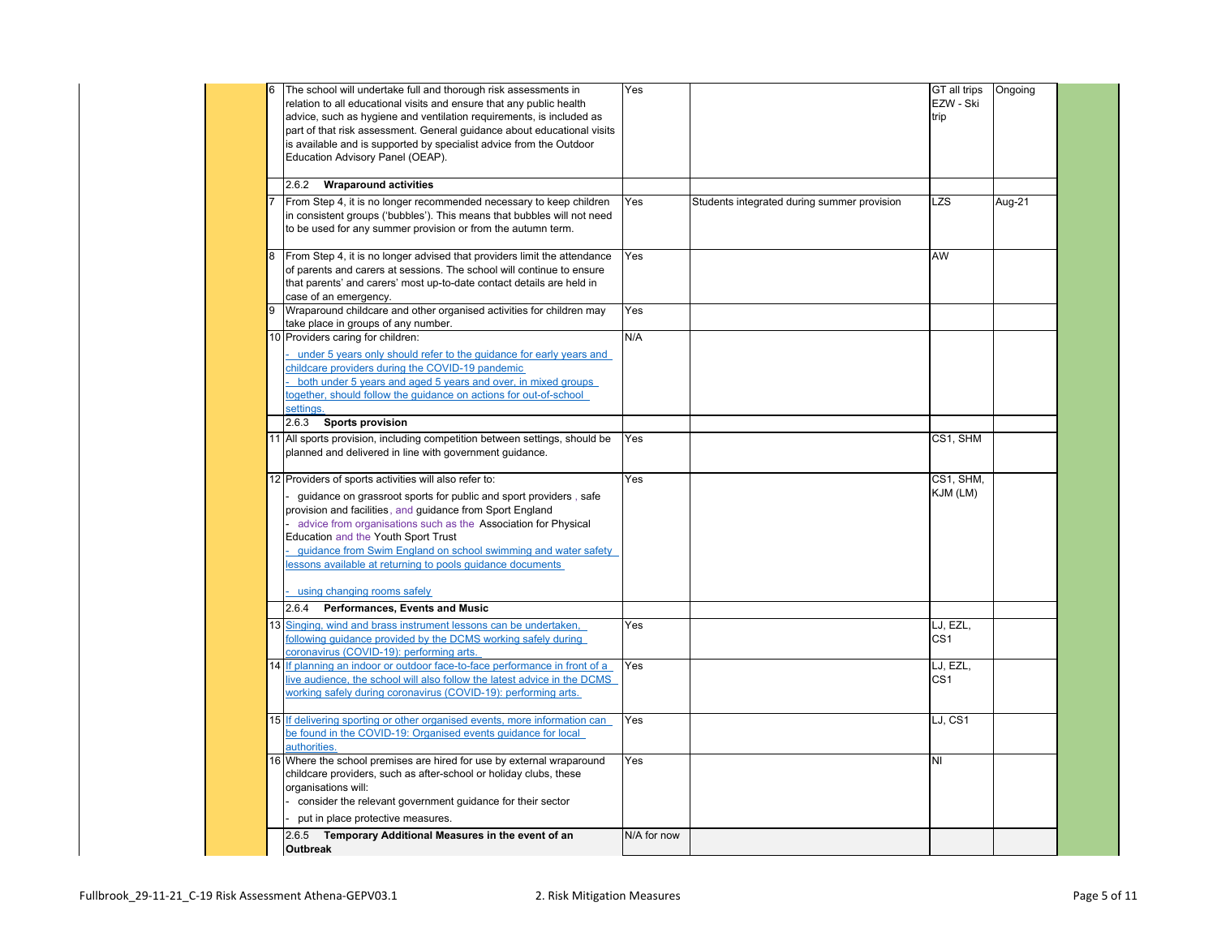| | | | | | |
|---|---|---|---|---|---|
| 6 | The school will undertake full and thorough risk assessments in relation to all educational visits and ensure that any public health advice, such as hygiene and ventilation requirements, is included as part of that risk assessment. General guidance about educational visits is available and is supported by specialist advice from the Outdoor Education Advisory Panel (OEAP). | Yes | | GT all trips EZW - Ski trip | Ongoing |
| | 2.6.2 **Wraparound activities** | | | | |
| 7 | From Step 4, it is no longer recommended necessary to keep children in consistent groups ('bubbles'). This means that bubbles will not need to be used for any summer provision or from the autumn term. | Yes | Students integrated during summer provision | LZS | Aug-21 |
| 8 | From Step 4, it is no longer advised that providers limit the attendance of parents and carers at sessions. The school will continue to ensure that parents' and carers' most up-to-date contact details are held in case of an emergency. | Yes | | AW | |
| 9 | Wraparound childcare and other organised activities for children may take place in groups of any number. | Yes | | | |
| 10 | Providers caring for children:<br>- under 5 years only should refer to the guidance for early years and childcare providers during the COVID-19 pandemic<br>- both under 5 years and aged 5 years and over, in mixed groups together, should follow the guidance on actions for out-of-school settings. | N/A | | | |
| | 2.6.3 **Sports provision** | | | | |
| 11 | All sports provision, including competition between settings, should be planned and delivered in line with government guidance. | Yes | | CS1, SHM | |
| 12 | Providers of sports activities will also refer to:<br>- guidance on grassroot sports for public and sport providers , safe provision and facilities, and guidance from Sport England<br>- advice from organisations such as the Association for Physical Education and the Youth Sport Trust<br>- guidance from Swim England on school swimming and water safety lessons available at returning to pools guidance documents<br>- using changing rooms safely | Yes | | CS1, SHM, KJM (LM) | |
| | 2.6.4 **Performances, Events and Music** | | | | |
| 13 | Singing, wind and brass instrument lessons can be undertaken, following guidance provided by the DCMS working safely during coronavirus (COVID-19): performing arts. | Yes | | LJ, EZL, CS1 | |
| 14 | If planning an indoor or outdoor face-to-face performance in front of a live audience, the school will also follow the latest advice in the DCMS working safely during coronavirus (COVID-19): performing arts. | Yes | | LJ, EZL, CS1 | |
| 15 | If delivering sporting or other organised events, more information can be found in the COVID-19: Organised events guidance for local authorities. | Yes | | LJ, CS1 | |
| 16 | Where the school premises are hired for use by external wraparound childcare providers, such as after-school or holiday clubs, these organisations will:<br>- consider the relevant government guidance for their sector<br>- put in place protective measures. | Yes | | NI | |
| | 2.6.5 **Temporary Additional Measures in the event of an Outbreak** | N/A for now | | | |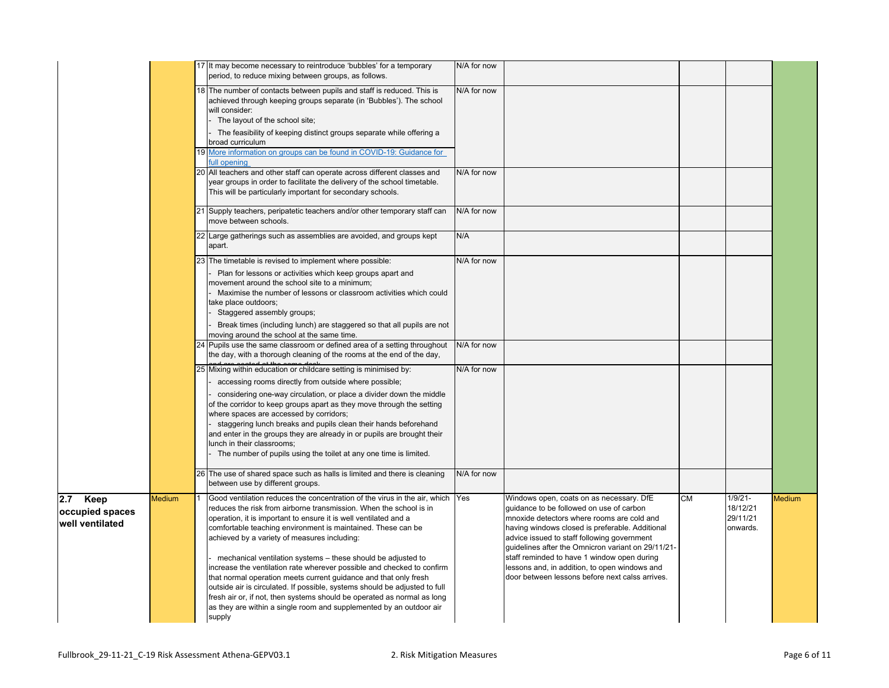| | | | | | | | | |
|---|---|---|---|---|---|---|---|---|
| | | 17 | It may become necessary to reintroduce 'bubbles' for a temporary period, to reduce mixing between groups, as follows. | N/A for now | | | | |
| | | 18 | The number of contacts between pupils and staff is reduced. This is achieved through keeping groups separate (in 'Bubbles'). The school will consider:<br>- The layout of the school site;<br>- The feasibility of keeping distinct groups separate while offering a broad curriculum | N/A for now | | | | |
| | | 19 | More information on groups can be found in COVID-19: Guidance for full opening | | | | | |
| | | 20 | All teachers and other staff can operate across different classes and year groups in order to facilitate the delivery of the school timetable. This will be particularly important for secondary schools. | N/A for now | | | | |
| | | 21 | Supply teachers, peripatetic teachers and/or other temporary staff can move between schools. | N/A for now | | | | |
| | | 22 | Large gatherings such as assemblies are avoided, and groups kept apart. | N/A | | | | |
| | | 23 | The timetable is revised to implement where possible:<br>- Plan for lessons or activities which keep groups apart and movement around the school site to a minimum;<br>- Maximise the number of lessons or classroom activities which could take place outdoors;<br>- Staggered assembly groups;<br>- Break times (including lunch) are staggered so that all pupils are not moving around the school at the same time. | N/A for now | | | | |
| | | 24 | Pupils use the same classroom or defined area of a setting throughout the day, with a thorough cleaning of the rooms at the end of the day, and are seated at the same desk. | N/A for now | | | | |
| | | 25 | Mixing within education or childcare setting is minimised by:<br>- accessing rooms directly from outside where possible;<br>- considering one-way circulation, or place a divider down the middle of the corridor to keep groups apart as they move through the setting where spaces are accessed by corridors;<br>- staggering lunch breaks and pupils clean their hands beforehand and enter in the groups they are already in or pupils are brought their lunch in their classrooms;<br>- The number of pupils using the toilet at any one time is limited. | N/A for now | | | | |
| | | 26 | The use of shared space such as halls is limited and there is cleaning between use by different groups. | N/A for now | | | | |
| **2.7 Keep occupied spaces well ventilated** | Medium | 1 | Good ventilation reduces the concentration of the virus in the air, which reduces the risk from airborne transmission. When the school is in operation, it is important to ensure it is well ventilated and a comfortable teaching environment is maintained. These can be achieved by a variety of measures including:<br><br>- mechanical ventilation systems – these should be adjusted to increase the ventilation rate wherever possible and checked to confirm that normal operation meets current guidance and that only fresh outside air is circulated. If possible, systems should be adjusted to full fresh air or, if not, then systems should be operated as normal as long as they are within a single room and supplemented by an outdoor air supply | Yes | Windows open, coats on as necessary. DfE guidance to be followed on use of carbon mnoxide detectors where rooms are cold and having windows closed is preferable. Additional advice issued to staff following government guidelines after the Omnicron variant on 29/11/21- staff reminded to have 1 window open during lessons and, in addition, to open windows and door between lessons before next calss arrives. | CM | 1/9/21-<br>18/12/21<br>29/11/21<br>onwards. | Medium |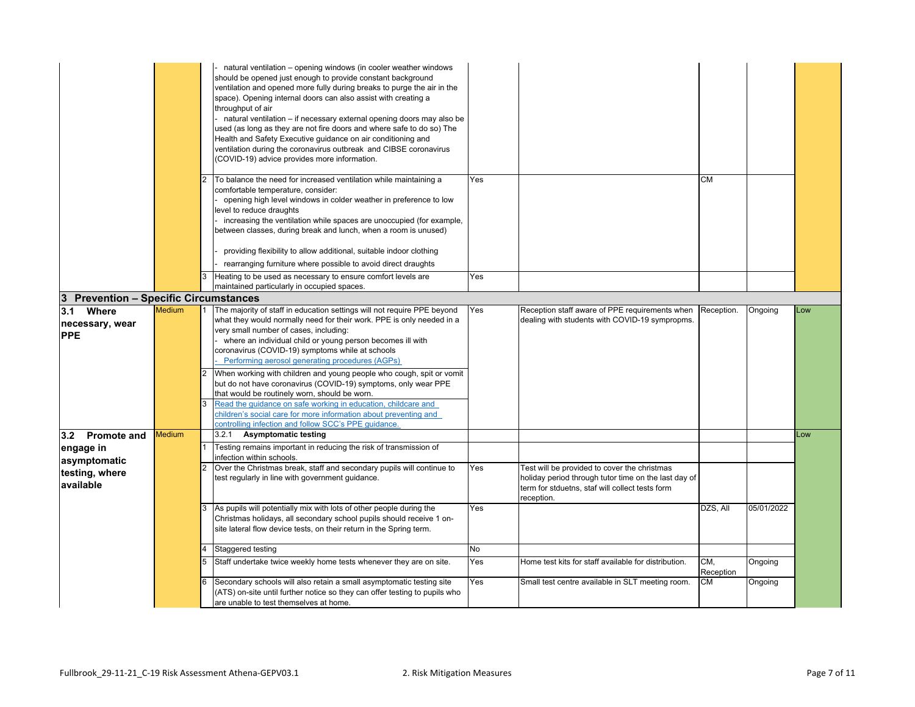| Hazard | Risk Rating | No. | Control Measures | In place? (Yes/No) | Additional Comments / Actions | Who | When | Residual Risk |
|---|---|---|---|---|---|---|---|---|
| | | | - natural ventilation – opening windows (in cooler weather windows should be opened just enough to provide constant background ventilation and opened more fully during breaks to purge the air in the space). Opening internal doors can also assist with creating a throughput of air<br>- natural ventilation – if necessary external opening doors may also be used (as long as they are not fire doors and where safe to do so) The Health and Safety Executive guidance on air conditioning and ventilation during the coronavirus outbreak and CIBSE coronavirus (COVID-19) advice provides more information. | | | | | |
| | | 2 | To balance the need for increased ventilation while maintaining a comfortable temperature, consider:<br>- opening high level windows in colder weather in preference to low level to reduce draughts<br>- increasing the ventilation while spaces are unoccupied (for example, between classes, during break and lunch, when a room is unused)<br>- providing flexibility to allow additional, suitable indoor clothing<br>- rearranging furniture where possible to avoid direct draughts | Yes | | CM | | |
| | | 3 | Heating to be used as necessary to ensure comfort levels are maintained particularly in occupied spaces. | Yes | | | | |
| **3 Prevention – Specific Circumstances** | | | | | | | | |
| **3.1 Where necessary, wear PPE** | Medium | 1 | The majority of staff in education settings will not require PPE beyond what they would normally need for their work. PPE is only needed in a very small number of cases, including:<br>- where an individual child or young person becomes ill with coronavirus (COVID-19) symptoms while at schools<br>- Performing aerosol generating procedures (AGPs) | Yes | Reception staff aware of PPE requirements when dealing with students with COVID-19 sympropms. | Reception. | Ongoing | Low |
| | | 2 | When working with children and young people who cough, spit or vomit but do not have coronavirus (COVID-19) symptoms, only wear PPE that would be routinely worn, should be worn. | | | | | |
| | | 3 | Read the guidance on safe working in education, childcare and children's social care for more information about preventing and controlling infection and follow SCC's PPE guidance. | | | | | |
| **3.2 Promote and engage in asymptomatic testing, where available** | Medium | | 3.2.1 **Asymptomatic testing** | | | | | Low |
| | | 1 | Testing remains important in reducing the risk of transmission of infection within schools. | | | | | |
| | | 2 | Over the Christmas break, staff and secondary pupils will continue to test regularly in line with government guidance. | Yes | Test will be provided to cover the christmas holiday period through tutor time on the last day of term for stduetns, staf will collect tests form reception. | | | |
| | | 3 | As pupils will potentially mix with lots of other people during the Christmas holidays, all secondary school pupils should receive 1 on-site lateral flow device tests, on their return in the Spring term. | Yes | | DZS, All | 05/01/2022 | |
| | | 4 | Staggered testing | No | | | | |
| | | 5 | Staff undertake twice weekly home tests whenever they are on site. | Yes | Home test kits for staff available for distribution. | CM, Reception | Ongoing | |
| | | 6 | Secondary schools will also retain a small asymptomatic testing site (ATS) on-site until further notice so they can offer testing to pupils who are unable to test themselves at home. | Yes | Small test centre available in SLT meeting room. | CM | Ongoing | |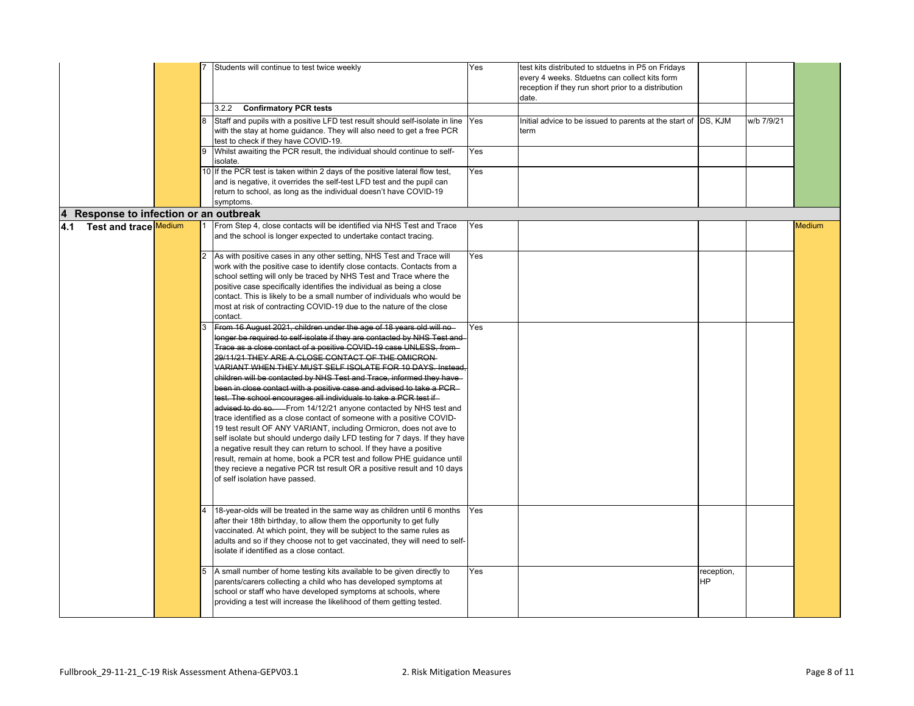| | | | | | | | | |
|---|---|---|---|---|---|---|---|---|
| | | 7 | Students will continue to test twice weekly | Yes | test kits distributed to stduetns in P5 on Fridays every 4 weeks. Stduetns can collect kits form reception if they run short prior to a distribution date. | | | |
| | | | 3.2.2 **Confirmatory PCR tests** | | | | | |
| | | 8 | Staff and pupils with a positive LFD test result should self-isolate in line with the stay at home guidance. They will also need to get a free PCR test to check if they have COVID-19. | Yes | Initial advice to be issued to parents at the start of term | DS, KJM | w/b 7/9/21 | |
| | | 9 | Whilst awaiting the PCR result, the individual should continue to self-isolate. | Yes | | | | |
| | | 10 | If the PCR test is taken within 2 days of the positive lateral flow test, and is negative, it overrides the self-test LFD test and the pupil can return to school, as long as the individual doesn't have COVID-19 symptoms. | Yes | | | | |
| **4 Response to infection or an outbreak** | | | | | | | | |
| **4.1 Test and trace** | Medium | 1 | From Step 4, close contacts will be identified via NHS Test and Trace and the school is longer expected to undertake contact tracing. | Yes | | | | Medium |
| | | 2 | As with positive cases in any other setting, NHS Test and Trace will work with the positive case to identify close contacts. Contacts from a school setting will only be traced by NHS Test and Trace where the positive case specifically identifies the individual as being a close contact. This is likely to be a small number of individuals who would be most at risk of contracting COVID-19 due to the nature of the close contact. | Yes | | | | |
| | | 3 | ~~From 16 August 2021, children under the age of 18 years old will no longer be required to self-isolate if they are contacted by NHS Test and Trace as a close contact of a positive COVID-19 case UNLESS, from 29/11/21 THEY ARE A CLOSE CONTACT OF THE OMICRON VARIANT WHEN THEY MUST SELF ISOLATE FOR 10 DAYS. Instead, children will be contacted by NHS Test and Trace, informed they have been in close contact with a positive case and advised to take a PCR test. The school encourages all individuals to take a PCR test if advised to do so.~~ From 14/12/21 anyone contacted by NHS test and trace identified as a close contact of someone with a positive COVID-19 test result OF ANY VARIANT, including Ormicron, does not ave to self isolate but should undergo daily LFD testing for 7 days. If they have a negative result they can return to school. If they have a positive result, remain at home, book a PCR test and follow PHE guidance until they recieve a negative PCR tst result OR a positive result and 10 days of self isolation have passed. | Yes | | | | |
| | | 4 | 18-year-olds will be treated in the same way as children until 6 months after their 18th birthday, to allow them the opportunity to get fully vaccinated. At which point, they will be subject to the same rules as adults and so if they choose not to get vaccinated, they will need to self-isolate if identified as a close contact. | Yes | | | | |
| | | 5 | A small number of home testing kits available to be given directly to parents/carers collecting a child who has developed symptoms at school or staff who have developed symptoms at schools, where providing a test will increase the likelihood of them getting tested. | Yes | | reception, HP | | |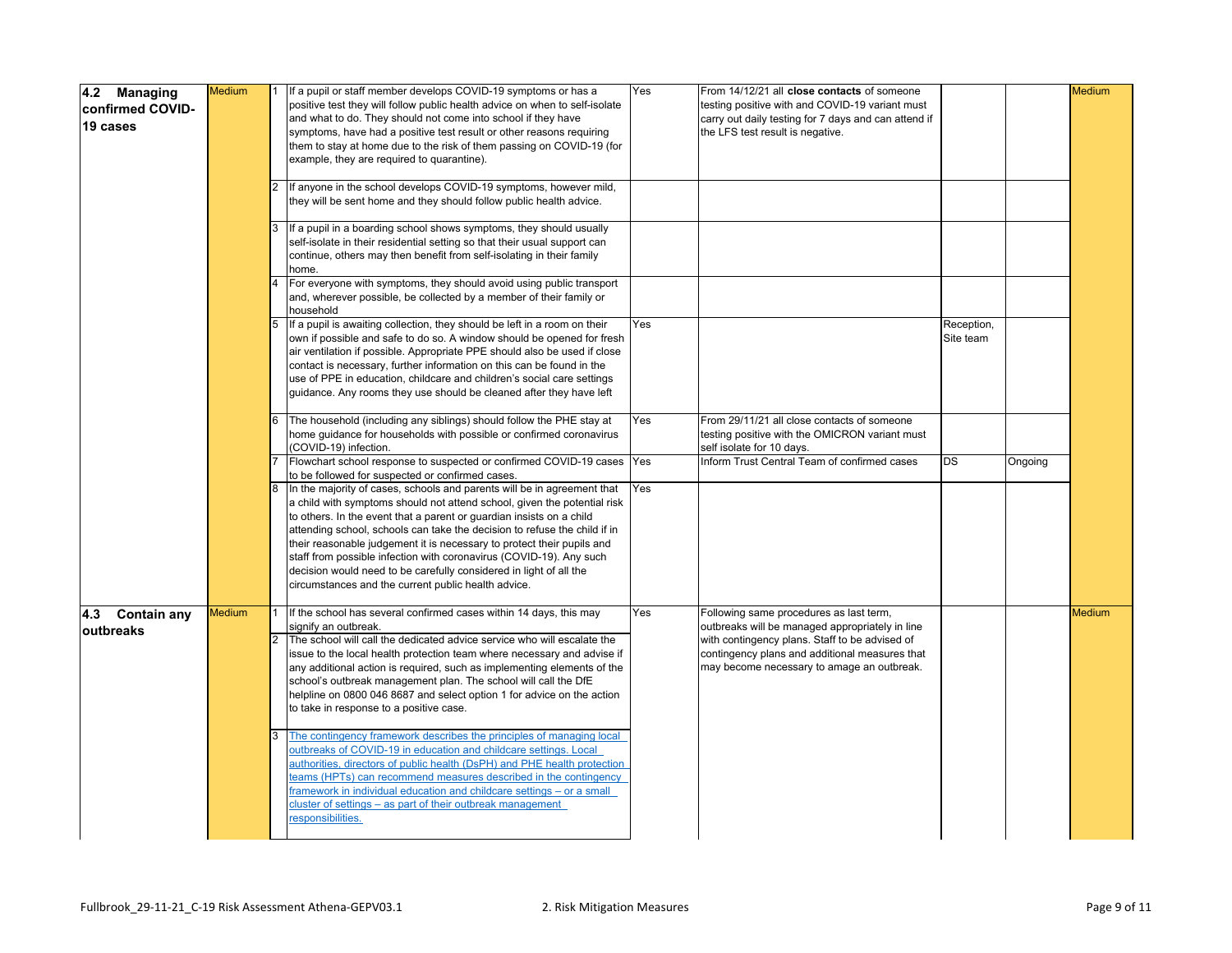| | | | | | | | | |
|---|---|---|---|---|---|---|---|---|
| **4.2 Managing confirmed COVID-19 cases** | Medium | 1 | If a pupil or staff member develops COVID-19 symptoms or has a positive test they will follow public health advice on when to self-isolate and what to do. They should not come into school if they have symptoms, have had a positive test result or other reasons requiring them to stay at home due to the risk of them passing on COVID-19 (for example, they are required to quarantine). | Yes | From 14/12/21 all **close contacts** of someone testing positive with and COVID-19 variant must carry out daily testing for 7 days and can attend if the LFS test result is negative. | | | Medium |
| | | 2 | If anyone in the school develops COVID-19 symptoms, however mild, they will be sent home and they should follow public health advice. | | | | | |
| | | 3 | If a pupil in a boarding school shows symptoms, they should usually self-isolate in their residential setting so that their usual support can continue, others may then benefit from self-isolating in their family home. | | | | | |
| | | 4 | For everyone with symptoms, they should avoid using public transport and, wherever possible, be collected by a member of their family or household | | | | | |
| | | 5 | If a pupil is awaiting collection, they should be left in a room on their own if possible and safe to do so. A window should be opened for fresh air ventilation if possible. Appropriate PPE should also be used if close contact is necessary, further information on this can be found in the use of PPE in education, childcare and children's social care settings guidance. Any rooms they use should be cleaned after they have left | Yes | | Reception, Site team | | |
| | | 6 | The household (including any siblings) should follow the PHE stay at home guidance for households with possible or confirmed coronavirus (COVID-19) infection. | Yes | From 29/11/21 all close contacts of someone testing positive with the OMICRON variant must self isolate for 10 days. | | | |
| | | 7 | Flowchart school response to suspected or confirmed COVID-19 cases to be followed for suspected or confirmed cases. | Yes | Inform Trust Central Team of confirmed cases | DS | Ongoing | |
| | | 8 | In the majority of cases, schools and parents will be in agreement that a child with symptoms should not attend school, given the potential risk to others. In the event that a parent or guardian insists on a child attending school, schools can take the decision to refuse the child if in their reasonable judgement it is necessary to protect their pupils and staff from possible infection with coronavirus (COVID-19). Any such decision would need to be carefully considered in light of all the circumstances and the current public health advice. | Yes | | | | |
| **4.3 Contain any outbreaks** | Medium | 1 | If the school has several confirmed cases within 14 days, this may signify an outbreak. | Yes | Following same procedures as last term, outbreaks will be managed appropriately in line with contingency plans. Staff to be advised of contingency plans and additional measures that may become necessary to amage an outbreak. | | | Medium |
| | | 2 | The school will call the dedicated advice service who will escalate the issue to the local health protection team where necessary and advise if any additional action is required, such as implementing elements of the school's outbreak management plan. The school will call the DfE helpline on 0800 046 8687 and select option 1 for advice on the action to take in response to a positive case. | | | | | |
| | | 3 | The contingency framework describes the principles of managing local outbreaks of COVID-19 in education and childcare settings. Local authorities, directors of public health (DsPH) and PHE health protection teams (HPTs) can recommend measures described in the contingency framework in individual education and childcare settings – or a small cluster of settings – as part of their outbreak management responsibilities. | | | | | |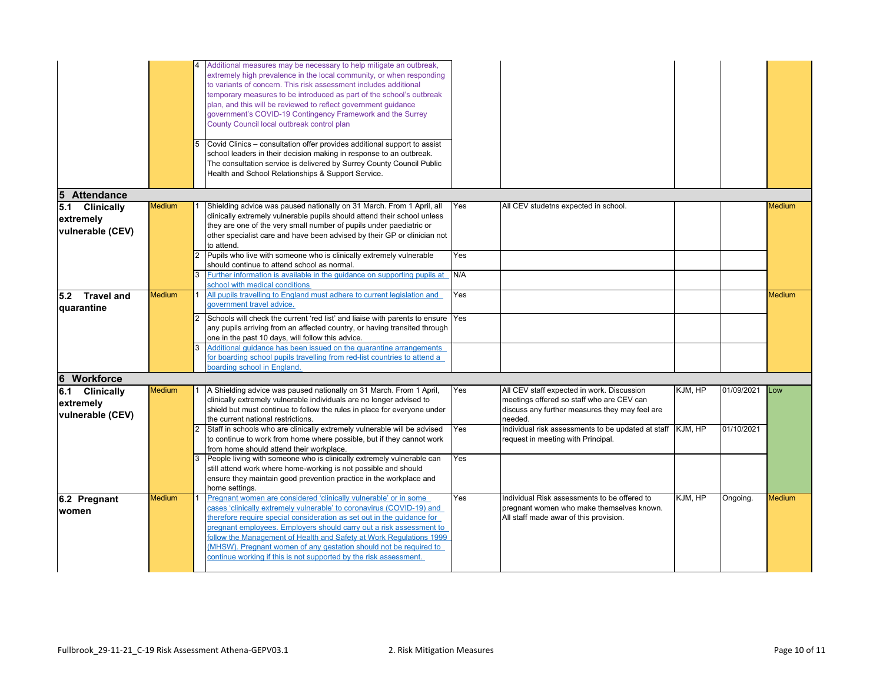| | | | | | | | | |
|---|---|---|---|---|---|---|---|---|
| | | 4 | Additional measures may be necessary to help mitigate an outbreak, extremely high prevalence in the local community, or when responding to variants of concern. This risk assessment includes additional temporary measures to be introduced as part of the school's outbreak plan, and this will be reviewed to reflect government guidance government's COVID-19 Contingency Framework and the Surrey County Council local outbreak control plan | | | | | |
| | | 5 | Covid Clinics – consultation offer provides additional support to assist school leaders in their decision making in response to an outbreak. The consultation service is delivered by Surrey County Council Public Health and School Relationships & Support Service. | | | | | |
| **5 Attendance** | | | | | | | | |
| **5.1 Clinically extremely vulnerable (CEV)** | Medium | 1 | Shielding advice was paused nationally on 31 March. From 1 April, all clinically extremely vulnerable pupils should attend their school unless they are one of the very small number of pupils under paediatric or other specialist care and have been advised by their GP or clinician not to attend. | Yes | All CEV studetns expected in school. | | | Medium |
| | | 2 | Pupils who live with someone who is clinically extremely vulnerable should continue to attend school as normal. | Yes | | | | |
| | | 3 | Further information is available in the guidance on supporting pupils at school with medical conditions | N/A | | | | |
| **5.2 Travel and quarantine** | Medium | 1 | All pupils travelling to England must adhere to current legislation and government travel advice. | Yes | | | | Medium |
| | | 2 | Schools will check the current 'red list' and liaise with parents to ensure any pupils arriving from an affected country, or having transited through one in the past 10 days, will follow this advice. | Yes | | | | |
| | | 3 | Additional guidance has been issued on the quarantine arrangements for boarding school pupils travelling from red-list countries to attend a boarding school in England. | | | | | |
| **6 Workforce** | | | | | | | | |
| **6.1 Clinically extremely vulnerable (CEV)** | Medium | 1 | A Shielding advice was paused nationally on 31 March. From 1 April, clinically extremely vulnerable individuals are no longer advised to shield but must continue to follow the rules in place for everyone under the current national restrictions. | Yes | All CEV staff expected in work. Discussion meetings offered so staff who are CEV can discuss any further measures they may feel are needed. | KJM, HP | 01/09/2021 | Low |
| | | 2 | Staff in schools who are clinically extremely vulnerable will be advised to continue to work from home where possible, but if they cannot work from home should attend their workplace. | Yes | Individual risk assessments to be updated at staff request in meeting with Principal. | KJM, HP | 01/10/2021 | |
| | | 3 | People living with someone who is clinically extremely vulnerable can still attend work where home-working is not possible and should ensure they maintain good prevention practice in the workplace and home settings. | Yes | | | | |
| **6.2 Pregnant women** | Medium | 1 | Pregnant women are considered 'clinically vulnerable' or in some cases 'clinically extremely vulnerable' to coronavirus (COVID-19) and therefore require special consideration as set out in the guidance for pregnant employees. Employers should carry out a risk assessment to follow the Management of Health and Safety at Work Regulations 1999 (MHSW). Pregnant women of any gestation should not be required to continue working if this is not supported by the risk assessment. | Yes | Individual Risk assessments to be offered to pregnant women who make themselves known. All staff made awar of this provision. | KJM, HP | Ongoing. | Medium |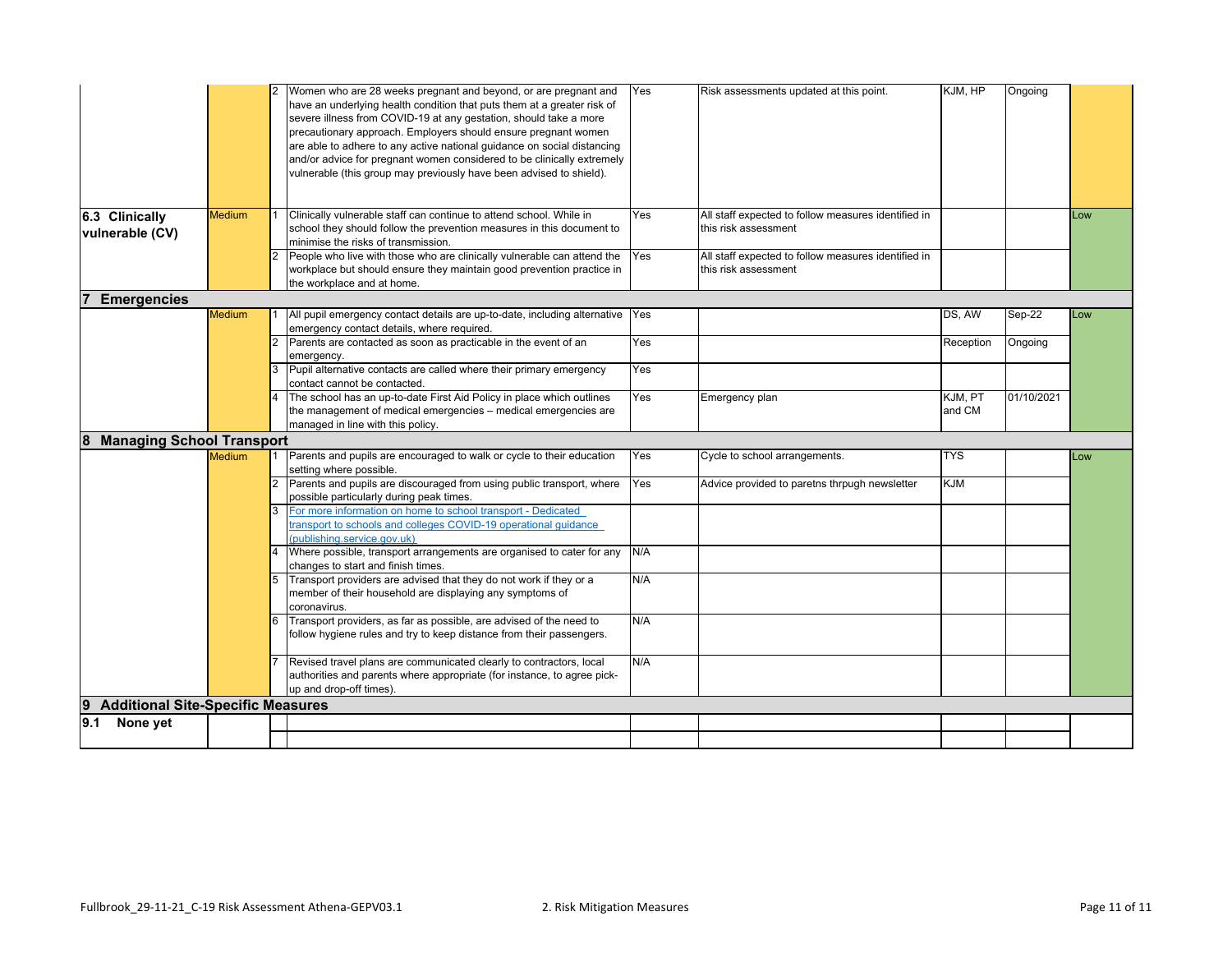| | | | | | | | | |
|---|---|---|---|---|---|---|---|---|
| | | 2 | Women who are 28 weeks pregnant and beyond, or are pregnant and have an underlying health condition that puts them at a greater risk of severe illness from COVID-19 at any gestation, should take a more precautionary approach. Employers should ensure pregnant women are able to adhere to any active national guidance on social distancing and/or advice for pregnant women considered to be clinically extremely vulnerable (this group may previously have been advised to shield). | Yes | Risk assessments updated at this point. | KJM, HP | Ongoing | |
| **6.3 Clinically vulnerable (CV)** | Medium | 1 | Clinically vulnerable staff can continue to attend school. While in school they should follow the prevention measures in this document to minimise the risks of transmission. | Yes | All staff expected to follow measures identified in this risk assessment | | | Low |
| | | 2 | People who live with those who are clinically vulnerable can attend the workplace but should ensure they maintain good prevention practice in the workplace and at home. | Yes | All staff expected to follow measures identified in this risk assessment | | | |
| **7 Emergencies** | | | | | | | | |
| | Medium | 1 | All pupil emergency contact details are up-to-date, including alternative emergency contact details, where required. | Yes | | DS, AW | Sep-22 | Low |
| | | 2 | Parents are contacted as soon as practicable in the event of an emergency. | Yes | | Reception | Ongoing | |
| | | 3 | Pupil alternative contacts are called where their primary emergency contact cannot be contacted. | Yes | | | | |
| | | 4 | The school has an up-to-date First Aid Policy in place which outlines the management of medical emergencies – medical emergencies are managed in line with this policy. | Yes | Emergency plan | KJM, PT and CM | 01/10/2021 | |
| **8 Managing School Transport** | | | | | | | | |
| | Medium | 1 | Parents and pupils are encouraged to walk or cycle to their education setting where possible. | Yes | Cycle to school arrangements. | TYS | | Low |
| | | 2 | Parents and pupils are discouraged from using public transport, where possible particularly during peak times. | Yes | Advice provided to paretns thrpugh newsletter | KJM | | |
| | | 3 | For more information on home to school transport - Dedicated transport to schools and colleges COVID-19 operational guidance (publishing.service.gov.uk) | | | | | |
| | | 4 | Where possible, transport arrangements are organised to cater for any changes to start and finish times. | N/A | | | | |
| | | 5 | Transport providers are advised that they do not work if they or a member of their household are displaying any symptoms of coronavirus. | N/A | | | | |
| | | 6 | Transport providers, as far as possible, are advised of the need to follow hygiene rules and try to keep distance from their passengers. | N/A | | | | |
| | | 7 | Revised travel plans are communicated clearly to contractors, local authorities and parents where appropriate (for instance, to agree pick-up and drop-off times). | N/A | | | | |
| **9 Additional Site-Specific Measures** | | | | | | | | |
| **9.1 None yet** | | | | | | | | |
| | | | | | | | | |